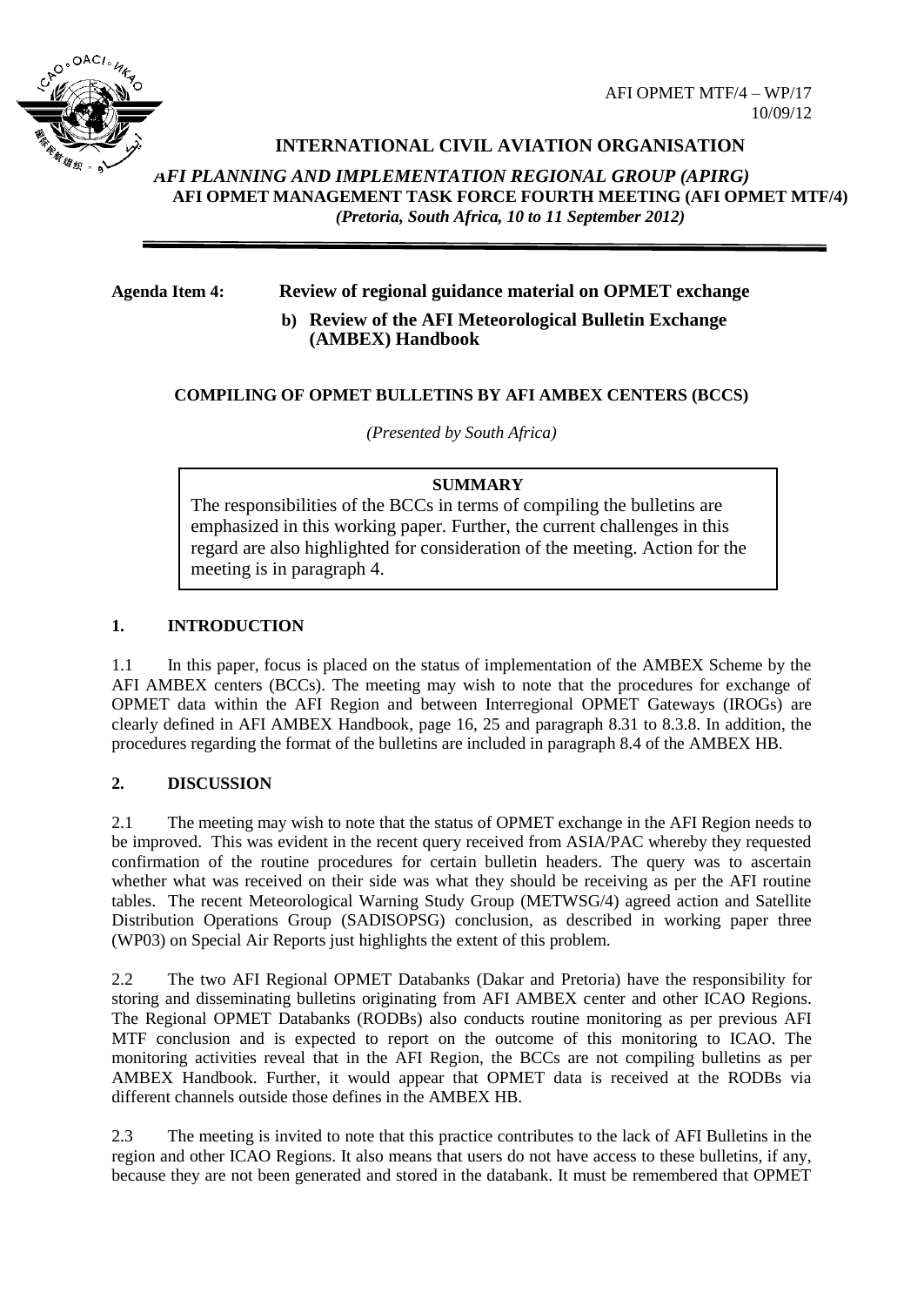AFI OPMET MTF/4 – WP/17
10/09/12

**INTERNATIONAL CIVIL AVIATION ORGANISATION**

***AFI PLANNING AND IMPLEMENTATION REGIONAL GROUP (APIRG)***
**AFI OPMET MANAGEMENT TASK FORCE FOURTH MEETING (AFI OPMET MTF/4)**
***(Pretoria, South Africa, 10 to 11 September 2012)***

**Agenda Item 4: Review of regional guidance material on OPMET exchange**

**b) Review of the AFI Meteorological Bulletin Exchange (AMBEX) Handbook**

**COMPILING OF OPMET BULLETINS BY AFI AMBEX CENTERS (BCCS)**

*(Presented by South Africa)*

**SUMMARY**

The responsibilities of the BCCs in terms of compiling the bulletins are emphasized in this working paper. Further, the current challenges in this regard are also highlighted for consideration of the meeting. Action for the meeting is in paragraph 4.

## 1. INTRODUCTION

1.1 In this paper, focus is placed on the status of implementation of the AMBEX Scheme by the AFI AMBEX centers (BCCs). The meeting may wish to note that the procedures for exchange of OPMET data within the AFI Region and between Interregional OPMET Gateways (IROGs) are clearly defined in AFI AMBEX Handbook, page 16, 25 and paragraph 8.31 to 8.3.8. In addition, the procedures regarding the format of the bulletins are included in paragraph 8.4 of the AMBEX HB.

## 2. DISCUSSION

2.1 The meeting may wish to note that the status of OPMET exchange in the AFI Region needs to be improved. This was evident in the recent query received from ASIA/PAC whereby they requested confirmation of the routine procedures for certain bulletin headers. The query was to ascertain whether what was received on their side was what they should be receiving as per the AFI routine tables. The recent Meteorological Warning Study Group (METWSG/4) agreed action and Satellite Distribution Operations Group (SADISOPSG) conclusion, as described in working paper three (WP03) on Special Air Reports just highlights the extent of this problem.

2.2 The two AFI Regional OPMET Databanks (Dakar and Pretoria) have the responsibility for storing and disseminating bulletins originating from AFI AMBEX center and other ICAO Regions. The Regional OPMET Databanks (RODBs) also conducts routine monitoring as per previous AFI MTF conclusion and is expected to report on the outcome of this monitoring to ICAO. The monitoring activities reveal that in the AFI Region, the BCCs are not compiling bulletins as per AMBEX Handbook. Further, it would appear that OPMET data is received at the RODBs via different channels outside those defines in the AMBEX HB.

2.3 The meeting is invited to note that this practice contributes to the lack of AFI Bulletins in the region and other ICAO Regions. It also means that users do not have access to these bulletins, if any, because they are not been generated and stored in the databank. It must be remembered that OPMET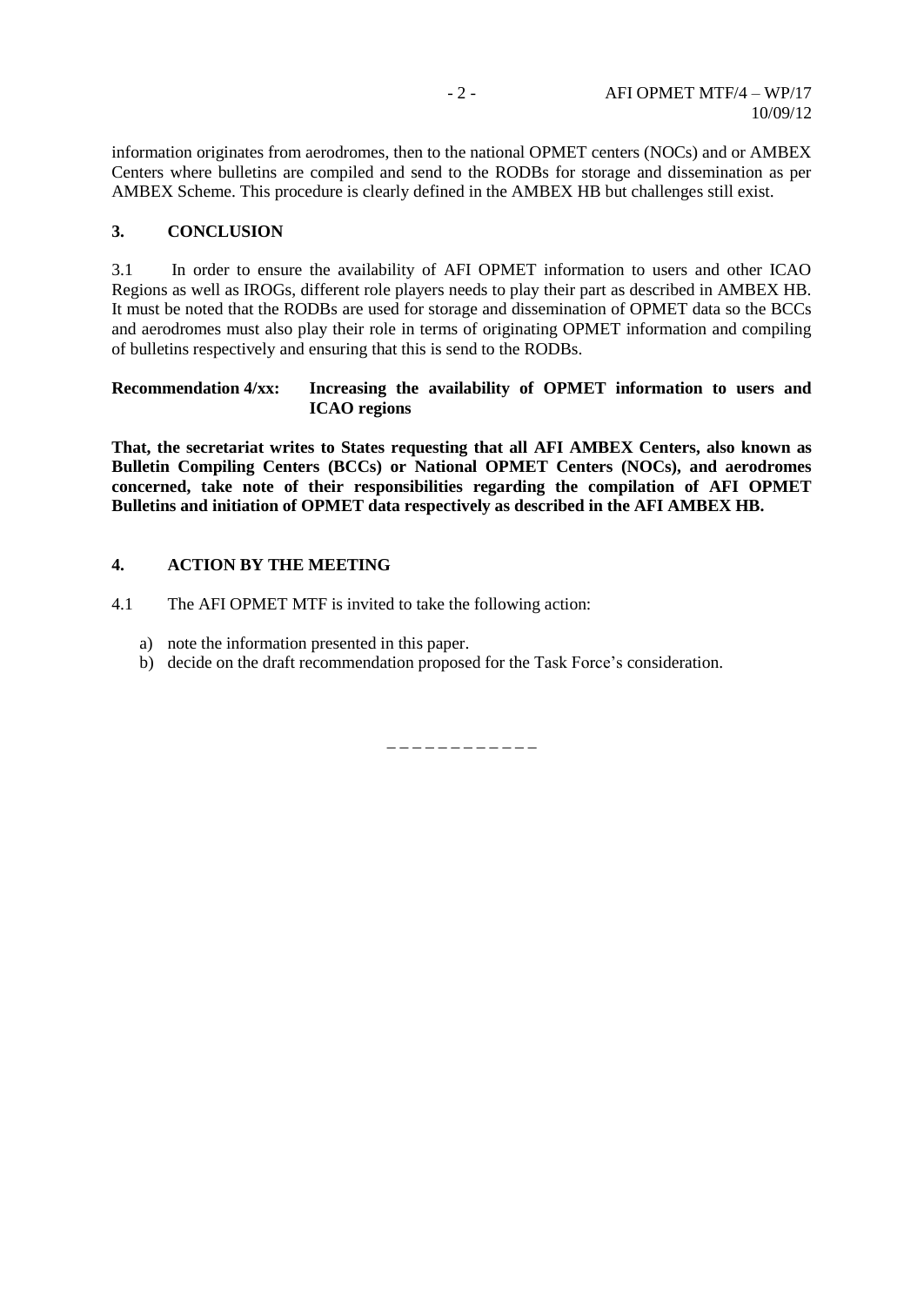information originates from aerodromes, then to the national OPMET centers (NOCs) and or AMBEX Centers where bulletins are compiled and send to the RODBs for storage and dissemination as per AMBEX Scheme. This procedure is clearly defined in the AMBEX HB but challenges still exist.

## 3. CONCLUSION

3.1 In order to ensure the availability of AFI OPMET information to users and other ICAO Regions as well as IROGs, different role players needs to play their part as described in AMBEX HB. It must be noted that the RODBs are used for storage and dissemination of OPMET data so the BCCs and aerodromes must also play their role in terms of originating OPMET information and compiling of bulletins respectively and ensuring that this is send to the RODBs.

**Recommendation 4/xx: Increasing the availability of OPMET information to users and ICAO regions**

**That, the secretariat writes to States requesting that all AFI AMBEX Centers, also known as Bulletin Compiling Centers (BCCs) or National OPMET Centers (NOCs), and aerodromes concerned, take note of their responsibilities regarding the compilation of AFI OPMET Bulletins and initiation of OPMET data respectively as described in the AFI AMBEX HB.**

## 4. ACTION BY THE MEETING

4.1 The AFI OPMET MTF is invited to take the following action:

a) note the information presented in this paper.
b) decide on the draft recommendation proposed for the Task Force's consideration.

– – – – – – – – – – – –